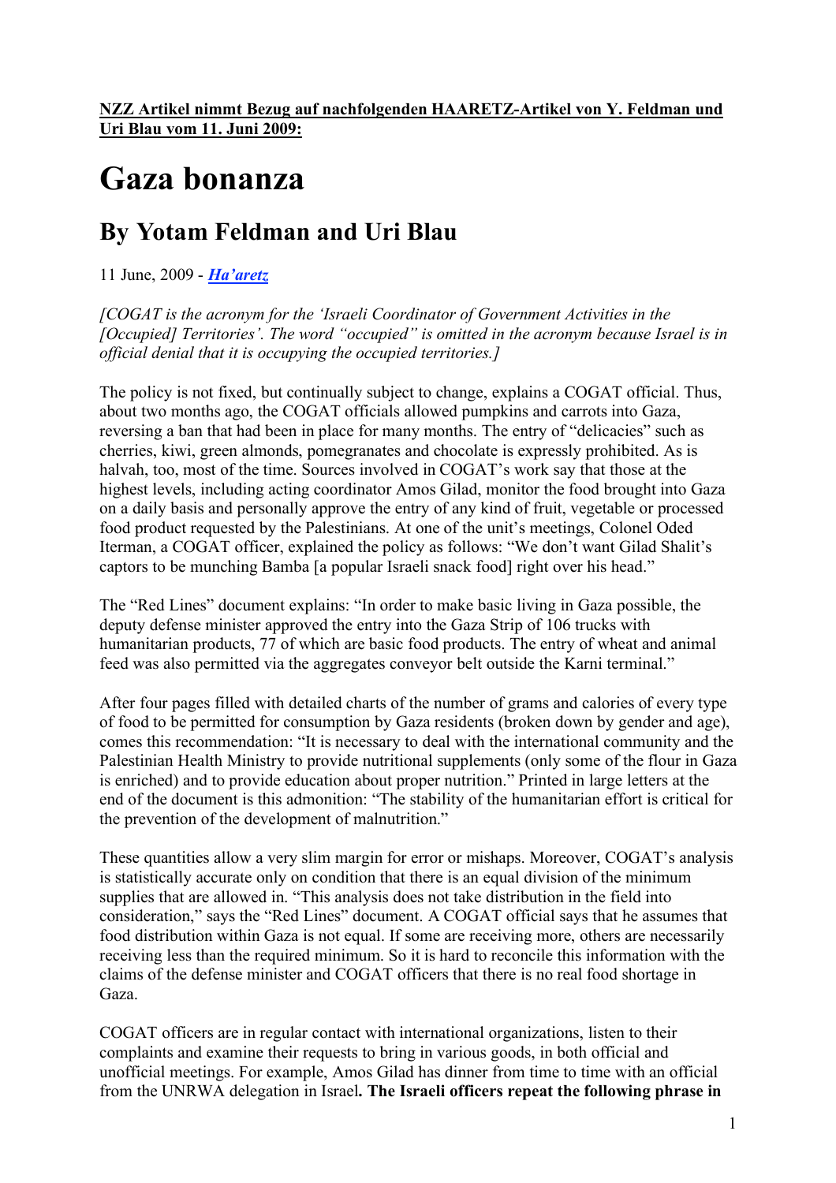**NZZ Artikel nimmt Bezug auf nachfolgenden HAARETZ-Artikel von Y. Feldman und Uri Blau vom 11. Juni 2009:**

# Gaza bonanza

## By Yotam Feldman and Uri Blau

11 June, 2009 - ***Ha'aretz***

*[COGAT is the acronym for the 'Israeli Coordinator of Government Activities in the [Occupied] Territories'. The word "occupied" is omitted in the acronym because Israel is in official denial that it is occupying the occupied territories.]*

The policy is not fixed, but continually subject to change, explains a COGAT official. Thus, about two months ago, the COGAT officials allowed pumpkins and carrots into Gaza, reversing a ban that had been in place for many months. The entry of "delicacies" such as cherries, kiwi, green almonds, pomegranates and chocolate is expressly prohibited. As is halvah, too, most of the time. Sources involved in COGAT's work say that those at the highest levels, including acting coordinator Amos Gilad, monitor the food brought into Gaza on a daily basis and personally approve the entry of any kind of fruit, vegetable or processed food product requested by the Palestinians. At one of the unit's meetings, Colonel Oded Iterman, a COGAT officer, explained the policy as follows: "We don't want Gilad Shalit's captors to be munching Bamba [a popular Israeli snack food] right over his head."

The "Red Lines" document explains: "In order to make basic living in Gaza possible, the deputy defense minister approved the entry into the Gaza Strip of 106 trucks with humanitarian products, 77 of which are basic food products. The entry of wheat and animal feed was also permitted via the aggregates conveyor belt outside the Karni terminal."

After four pages filled with detailed charts of the number of grams and calories of every type of food to be permitted for consumption by Gaza residents (broken down by gender and age), comes this recommendation: "It is necessary to deal with the international community and the Palestinian Health Ministry to provide nutritional supplements (only some of the flour in Gaza is enriched) and to provide education about proper nutrition." Printed in large letters at the end of the document is this admonition: "The stability of the humanitarian effort is critical for the prevention of the development of malnutrition."

These quantities allow a very slim margin for error or mishaps. Moreover, COGAT's analysis is statistically accurate only on condition that there is an equal division of the minimum supplies that are allowed in. "This analysis does not take distribution in the field into consideration," says the "Red Lines" document. A COGAT official says that he assumes that food distribution within Gaza is not equal. If some are receiving more, others are necessarily receiving less than the required minimum. So it is hard to reconcile this information with the claims of the defense minister and COGAT officers that there is no real food shortage in Gaza.

COGAT officers are in regular contact with international organizations, listen to their complaints and examine their requests to bring in various goods, in both official and unofficial meetings. For example, Amos Gilad has dinner from time to time with an official from the UNRWA delegation in Israel**. The Israeli officers repeat the following phrase in**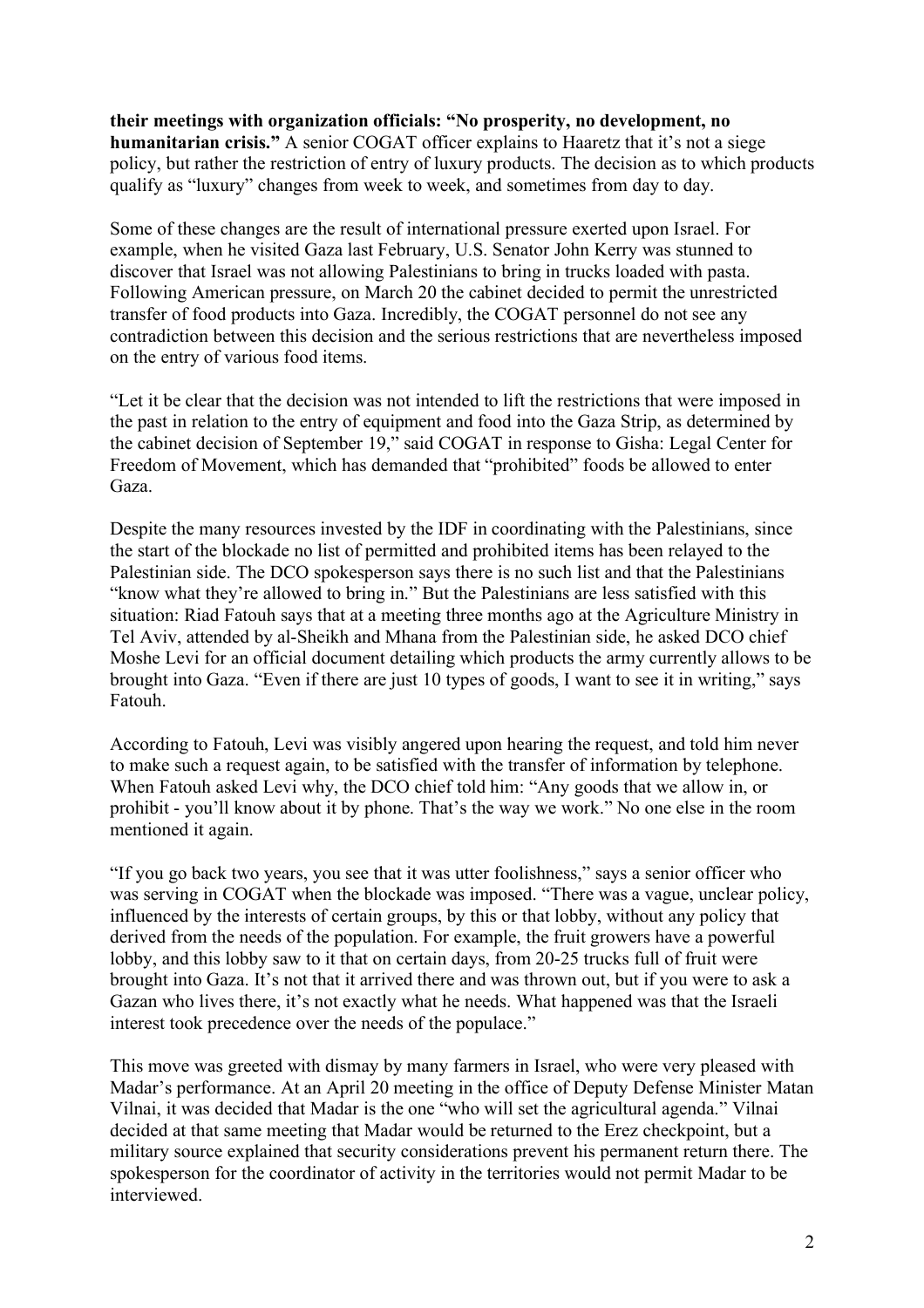**their meetings with organization officials: "No prosperity, no development, no humanitarian crisis."** A senior COGAT officer explains to Haaretz that it's not a siege policy, but rather the restriction of entry of luxury products. The decision as to which products qualify as "luxury" changes from week to week, and sometimes from day to day.

Some of these changes are the result of international pressure exerted upon Israel. For example, when he visited Gaza last February, U.S. Senator John Kerry was stunned to discover that Israel was not allowing Palestinians to bring in trucks loaded with pasta. Following American pressure, on March 20 the cabinet decided to permit the unrestricted transfer of food products into Gaza. Incredibly, the COGAT personnel do not see any contradiction between this decision and the serious restrictions that are nevertheless imposed on the entry of various food items.

"Let it be clear that the decision was not intended to lift the restrictions that were imposed in the past in relation to the entry of equipment and food into the Gaza Strip, as determined by the cabinet decision of September 19," said COGAT in response to Gisha: Legal Center for Freedom of Movement, which has demanded that "prohibited" foods be allowed to enter Gaza.

Despite the many resources invested by the IDF in coordinating with the Palestinians, since the start of the blockade no list of permitted and prohibited items has been relayed to the Palestinian side. The DCO spokesperson says there is no such list and that the Palestinians "know what they're allowed to bring in." But the Palestinians are less satisfied with this situation: Riad Fatouh says that at a meeting three months ago at the Agriculture Ministry in Tel Aviv, attended by al-Sheikh and Mhana from the Palestinian side, he asked DCO chief Moshe Levi for an official document detailing which products the army currently allows to be brought into Gaza. "Even if there are just 10 types of goods, I want to see it in writing," says Fatouh.

According to Fatouh, Levi was visibly angered upon hearing the request, and told him never to make such a request again, to be satisfied with the transfer of information by telephone. When Fatouh asked Levi why, the DCO chief told him: "Any goods that we allow in, or prohibit - you'll know about it by phone. That's the way we work." No one else in the room mentioned it again.

"If you go back two years, you see that it was utter foolishness," says a senior officer who was serving in COGAT when the blockade was imposed. "There was a vague, unclear policy, influenced by the interests of certain groups, by this or that lobby, without any policy that derived from the needs of the population. For example, the fruit growers have a powerful lobby, and this lobby saw to it that on certain days, from 20-25 trucks full of fruit were brought into Gaza. It's not that it arrived there and was thrown out, but if you were to ask a Gazan who lives there, it's not exactly what he needs. What happened was that the Israeli interest took precedence over the needs of the populace."

This move was greeted with dismay by many farmers in Israel, who were very pleased with Madar's performance. At an April 20 meeting in the office of Deputy Defense Minister Matan Vilnai, it was decided that Madar is the one "who will set the agricultural agenda." Vilnai decided at that same meeting that Madar would be returned to the Erez checkpoint, but a military source explained that security considerations prevent his permanent return there. The spokesperson for the coordinator of activity in the territories would not permit Madar to be interviewed.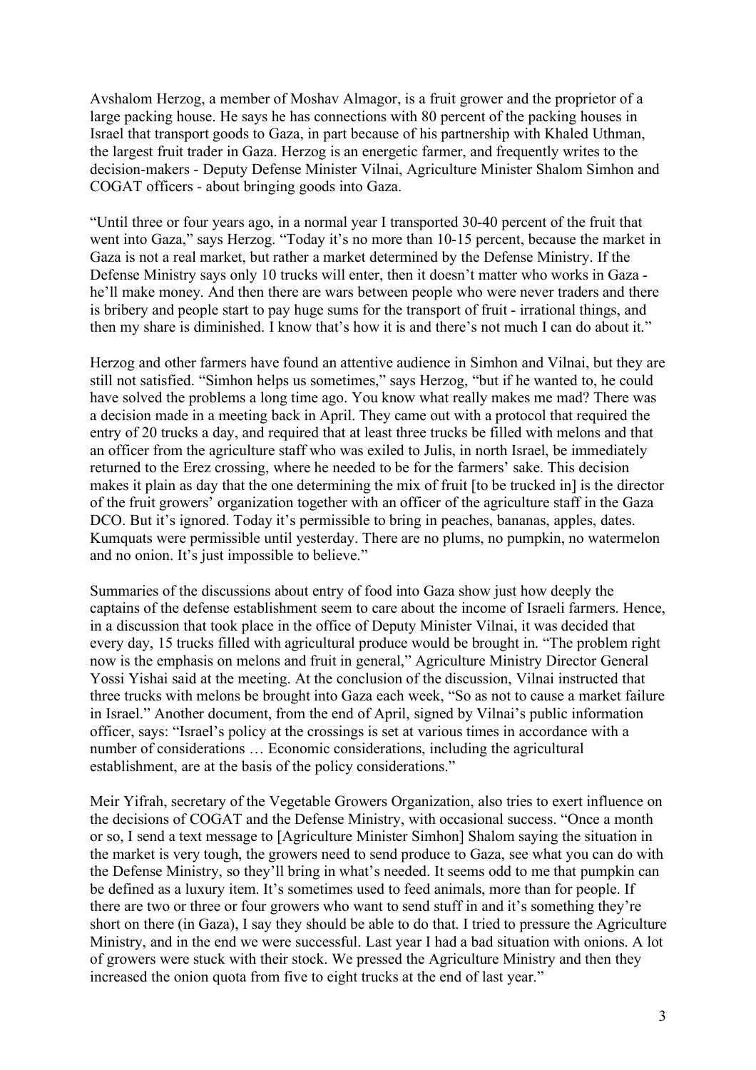Avshalom Herzog, a member of Moshav Almagor, is a fruit grower and the proprietor of a large packing house. He says he has connections with 80 percent of the packing houses in Israel that transport goods to Gaza, in part because of his partnership with Khaled Uthman, the largest fruit trader in Gaza. Herzog is an energetic farmer, and frequently writes to the decision-makers - Deputy Defense Minister Vilnai, Agriculture Minister Shalom Simhon and COGAT officers - about bringing goods into Gaza.

"Until three or four years ago, in a normal year I transported 30-40 percent of the fruit that went into Gaza," says Herzog. "Today it's no more than 10-15 percent, because the market in Gaza is not a real market, but rather a market determined by the Defense Ministry. If the Defense Ministry says only 10 trucks will enter, then it doesn't matter who works in Gaza - he'll make money. And then there are wars between people who were never traders and there is bribery and people start to pay huge sums for the transport of fruit - irrational things, and then my share is diminished. I know that's how it is and there's not much I can do about it."

Herzog and other farmers have found an attentive audience in Simhon and Vilnai, but they are still not satisfied. "Simhon helps us sometimes," says Herzog, "but if he wanted to, he could have solved the problems a long time ago. You know what really makes me mad? There was a decision made in a meeting back in April. They came out with a protocol that required the entry of 20 trucks a day, and required that at least three trucks be filled with melons and that an officer from the agriculture staff who was exiled to Julis, in north Israel, be immediately returned to the Erez crossing, where he needed to be for the farmers' sake. This decision makes it plain as day that the one determining the mix of fruit [to be trucked in] is the director of the fruit growers' organization together with an officer of the agriculture staff in the Gaza DCO. But it's ignored. Today it's permissible to bring in peaches, bananas, apples, dates. Kumquats were permissible until yesterday. There are no plums, no pumpkin, no watermelon and no onion. It's just impossible to believe."

Summaries of the discussions about entry of food into Gaza show just how deeply the captains of the defense establishment seem to care about the income of Israeli farmers. Hence, in a discussion that took place in the office of Deputy Minister Vilnai, it was decided that every day, 15 trucks filled with agricultural produce would be brought in. "The problem right now is the emphasis on melons and fruit in general," Agriculture Ministry Director General Yossi Yishai said at the meeting. At the conclusion of the discussion, Vilnai instructed that three trucks with melons be brought into Gaza each week, "So as not to cause a market failure in Israel." Another document, from the end of April, signed by Vilnai's public information officer, says: "Israel's policy at the crossings is set at various times in accordance with a number of considerations … Economic considerations, including the agricultural establishment, are at the basis of the policy considerations."

Meir Yifrah, secretary of the Vegetable Growers Organization, also tries to exert influence on the decisions of COGAT and the Defense Ministry, with occasional success. "Once a month or so, I send a text message to [Agriculture Minister Simhon] Shalom saying the situation in the market is very tough, the growers need to send produce to Gaza, see what you can do with the Defense Ministry, so they'll bring in what's needed. It seems odd to me that pumpkin can be defined as a luxury item. It's sometimes used to feed animals, more than for people. If there are two or three or four growers who want to send stuff in and it's something they're short on there (in Gaza), I say they should be able to do that. I tried to pressure the Agriculture Ministry, and in the end we were successful. Last year I had a bad situation with onions. A lot of growers were stuck with their stock. We pressed the Agriculture Ministry and then they increased the onion quota from five to eight trucks at the end of last year."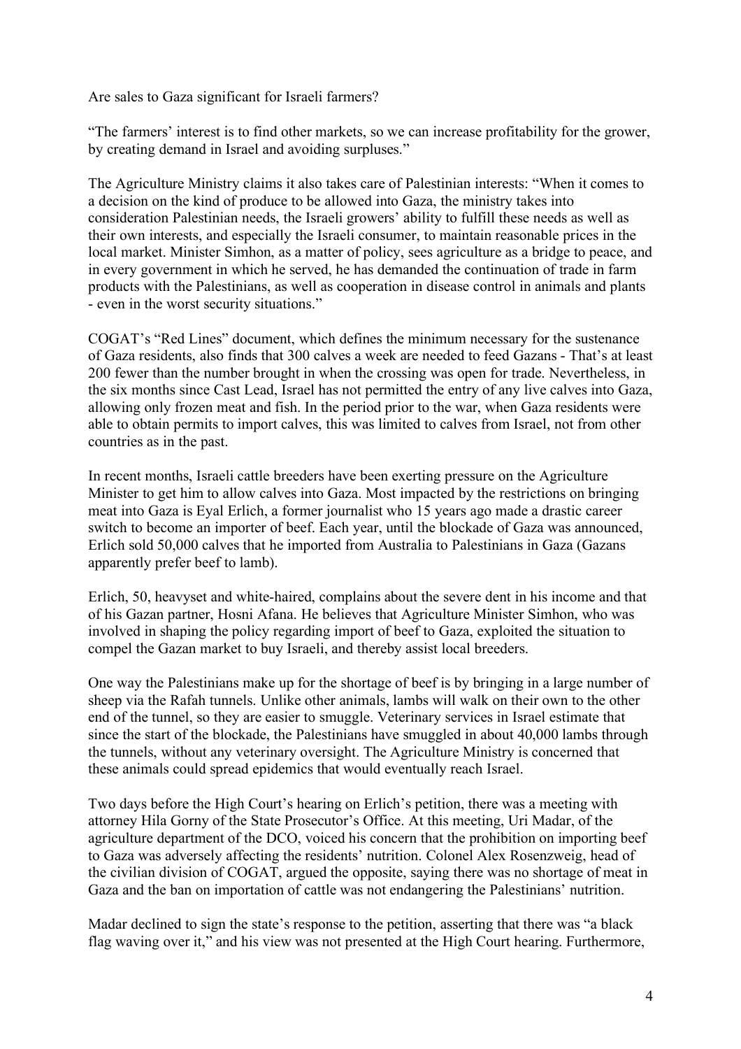Are sales to Gaza significant for Israeli farmers?

"The farmers' interest is to find other markets, so we can increase profitability for the grower, by creating demand in Israel and avoiding surpluses."

The Agriculture Ministry claims it also takes care of Palestinian interests: "When it comes to a decision on the kind of produce to be allowed into Gaza, the ministry takes into consideration Palestinian needs, the Israeli growers' ability to fulfill these needs as well as their own interests, and especially the Israeli consumer, to maintain reasonable prices in the local market. Minister Simhon, as a matter of policy, sees agriculture as a bridge to peace, and in every government in which he served, he has demanded the continuation of trade in farm products with the Palestinians, as well as cooperation in disease control in animals and plants - even in the worst security situations."

COGAT's "Red Lines" document, which defines the minimum necessary for the sustenance of Gaza residents, also finds that 300 calves a week are needed to feed Gazans - That's at least 200 fewer than the number brought in when the crossing was open for trade. Nevertheless, in the six months since Cast Lead, Israel has not permitted the entry of any live calves into Gaza, allowing only frozen meat and fish. In the period prior to the war, when Gaza residents were able to obtain permits to import calves, this was limited to calves from Israel, not from other countries as in the past.

In recent months, Israeli cattle breeders have been exerting pressure on the Agriculture Minister to get him to allow calves into Gaza. Most impacted by the restrictions on bringing meat into Gaza is Eyal Erlich, a former journalist who 15 years ago made a drastic career switch to become an importer of beef. Each year, until the blockade of Gaza was announced, Erlich sold 50,000 calves that he imported from Australia to Palestinians in Gaza (Gazans apparently prefer beef to lamb).

Erlich, 50, heavyset and white-haired, complains about the severe dent in his income and that of his Gazan partner, Hosni Afana. He believes that Agriculture Minister Simhon, who was involved in shaping the policy regarding import of beef to Gaza, exploited the situation to compel the Gazan market to buy Israeli, and thereby assist local breeders.

One way the Palestinians make up for the shortage of beef is by bringing in a large number of sheep via the Rafah tunnels. Unlike other animals, lambs will walk on their own to the other end of the tunnel, so they are easier to smuggle. Veterinary services in Israel estimate that since the start of the blockade, the Palestinians have smuggled in about 40,000 lambs through the tunnels, without any veterinary oversight. The Agriculture Ministry is concerned that these animals could spread epidemics that would eventually reach Israel.

Two days before the High Court's hearing on Erlich's petition, there was a meeting with attorney Hila Gorny of the State Prosecutor's Office. At this meeting, Uri Madar, of the agriculture department of the DCO, voiced his concern that the prohibition on importing beef to Gaza was adversely affecting the residents' nutrition. Colonel Alex Rosenzweig, head of the civilian division of COGAT, argued the opposite, saying there was no shortage of meat in Gaza and the ban on importation of cattle was not endangering the Palestinians' nutrition.

Madar declined to sign the state's response to the petition, asserting that there was "a black flag waving over it," and his view was not presented at the High Court hearing. Furthermore,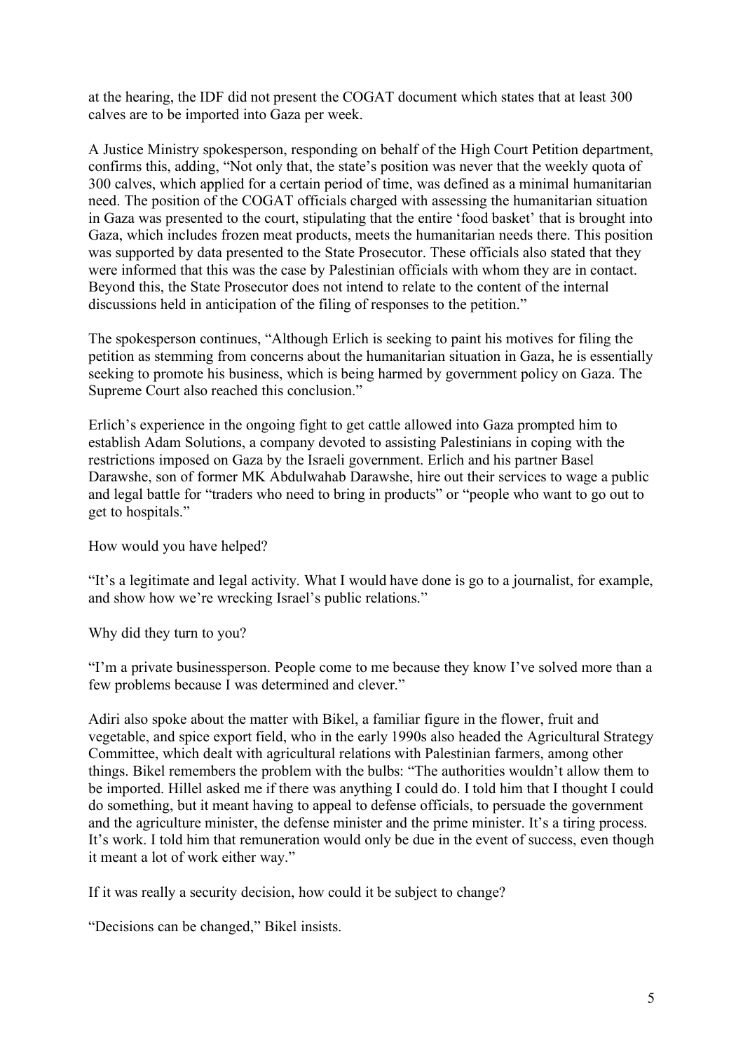at the hearing, the IDF did not present the COGAT document which states that at least 300 calves are to be imported into Gaza per week.

A Justice Ministry spokesperson, responding on behalf of the High Court Petition department, confirms this, adding, "Not only that, the state's position was never that the weekly quota of 300 calves, which applied for a certain period of time, was defined as a minimal humanitarian need. The position of the COGAT officials charged with assessing the humanitarian situation in Gaza was presented to the court, stipulating that the entire 'food basket' that is brought into Gaza, which includes frozen meat products, meets the humanitarian needs there. This position was supported by data presented to the State Prosecutor. These officials also stated that they were informed that this was the case by Palestinian officials with whom they are in contact. Beyond this, the State Prosecutor does not intend to relate to the content of the internal discussions held in anticipation of the filing of responses to the petition."

The spokesperson continues, "Although Erlich is seeking to paint his motives for filing the petition as stemming from concerns about the humanitarian situation in Gaza, he is essentially seeking to promote his business, which is being harmed by government policy on Gaza. The Supreme Court also reached this conclusion."

Erlich's experience in the ongoing fight to get cattle allowed into Gaza prompted him to establish Adam Solutions, a company devoted to assisting Palestinians in coping with the restrictions imposed on Gaza by the Israeli government. Erlich and his partner Basel Darawshe, son of former MK Abdulwahab Darawshe, hire out their services to wage a public and legal battle for "traders who need to bring in products" or "people who want to go out to get to hospitals."

How would you have helped?

"It's a legitimate and legal activity. What I would have done is go to a journalist, for example, and show how we're wrecking Israel's public relations."

Why did they turn to you?

"I'm a private businessperson. People come to me because they know I've solved more than a few problems because I was determined and clever."

Adiri also spoke about the matter with Bikel, a familiar figure in the flower, fruit and vegetable, and spice export field, who in the early 1990s also headed the Agricultural Strategy Committee, which dealt with agricultural relations with Palestinian farmers, among other things. Bikel remembers the problem with the bulbs: "The authorities wouldn't allow them to be imported. Hillel asked me if there was anything I could do. I told him that I thought I could do something, but it meant having to appeal to defense officials, to persuade the government and the agriculture minister, the defense minister and the prime minister. It's a tiring process. It's work. I told him that remuneration would only be due in the event of success, even though it meant a lot of work either way."

If it was really a security decision, how could it be subject to change?

"Decisions can be changed," Bikel insists.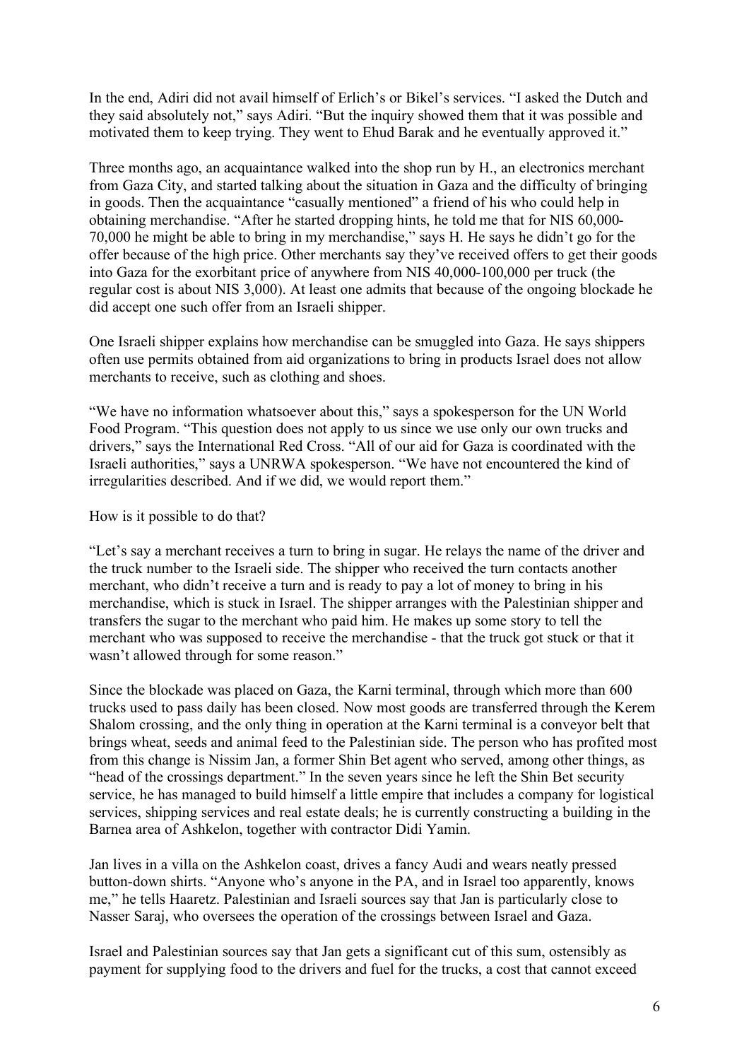In the end, Adiri did not avail himself of Erlich's or Bikel's services. "I asked the Dutch and they said absolutely not," says Adiri. "But the inquiry showed them that it was possible and motivated them to keep trying. They went to Ehud Barak and he eventually approved it."

Three months ago, an acquaintance walked into the shop run by H., an electronics merchant from Gaza City, and started talking about the situation in Gaza and the difficulty of bringing in goods. Then the acquaintance "casually mentioned" a friend of his who could help in obtaining merchandise. "After he started dropping hints, he told me that for NIS 60,000-70,000 he might be able to bring in my merchandise," says H. He says he didn't go for the offer because of the high price. Other merchants say they've received offers to get their goods into Gaza for the exorbitant price of anywhere from NIS 40,000-100,000 per truck (the regular cost is about NIS 3,000). At least one admits that because of the ongoing blockade he did accept one such offer from an Israeli shipper.

One Israeli shipper explains how merchandise can be smuggled into Gaza. He says shippers often use permits obtained from aid organizations to bring in products Israel does not allow merchants to receive, such as clothing and shoes.

"We have no information whatsoever about this," says a spokesperson for the UN World Food Program. "This question does not apply to us since we use only our own trucks and drivers," says the International Red Cross. "All of our aid for Gaza is coordinated with the Israeli authorities," says a UNRWA spokesperson. "We have not encountered the kind of irregularities described. And if we did, we would report them."

How is it possible to do that?

"Let's say a merchant receives a turn to bring in sugar. He relays the name of the driver and the truck number to the Israeli side. The shipper who received the turn contacts another merchant, who didn't receive a turn and is ready to pay a lot of money to bring in his merchandise, which is stuck in Israel. The shipper arranges with the Palestinian shipper and transfers the sugar to the merchant who paid him. He makes up some story to tell the merchant who was supposed to receive the merchandise - that the truck got stuck or that it wasn't allowed through for some reason."

Since the blockade was placed on Gaza, the Karni terminal, through which more than 600 trucks used to pass daily has been closed. Now most goods are transferred through the Kerem Shalom crossing, and the only thing in operation at the Karni terminal is a conveyor belt that brings wheat, seeds and animal feed to the Palestinian side. The person who has profited most from this change is Nissim Jan, a former Shin Bet agent who served, among other things, as "head of the crossings department." In the seven years since he left the Shin Bet security service, he has managed to build himself a little empire that includes a company for logistical services, shipping services and real estate deals; he is currently constructing a building in the Barnea area of Ashkelon, together with contractor Didi Yamin.

Jan lives in a villa on the Ashkelon coast, drives a fancy Audi and wears neatly pressed button-down shirts. "Anyone who's anyone in the PA, and in Israel too apparently, knows me," he tells Haaretz. Palestinian and Israeli sources say that Jan is particularly close to Nasser Saraj, who oversees the operation of the crossings between Israel and Gaza.

Israel and Palestinian sources say that Jan gets a significant cut of this sum, ostensibly as payment for supplying food to the drivers and fuel for the trucks, a cost that cannot exceed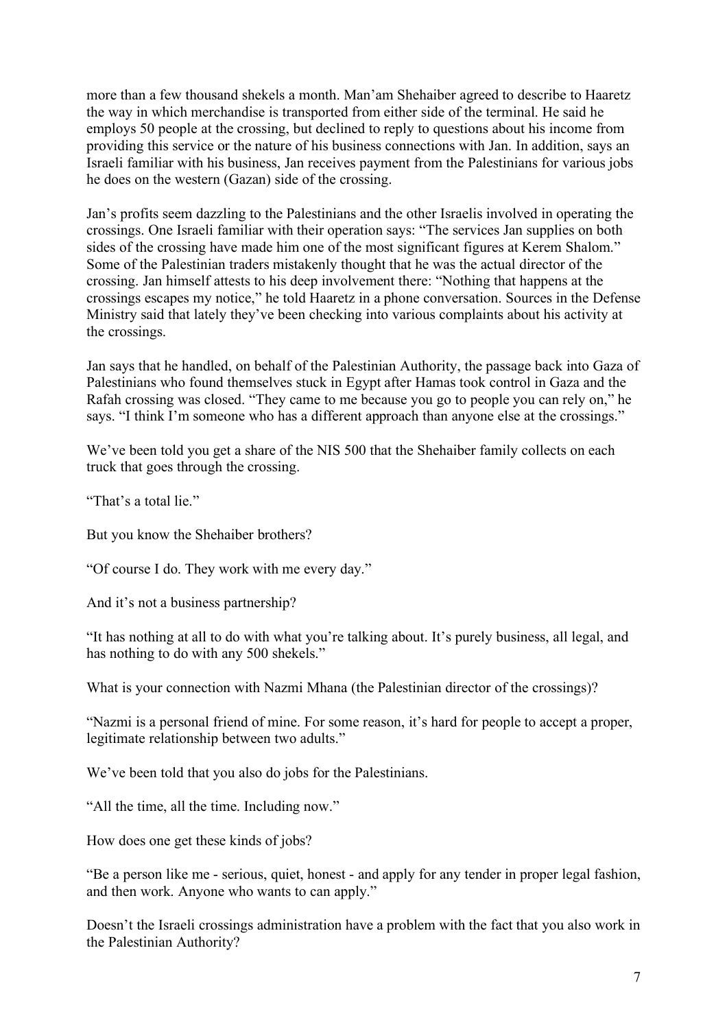more than a few thousand shekels a month. Man'am Shehaiber agreed to describe to Haaretz the way in which merchandise is transported from either side of the terminal. He said he employs 50 people at the crossing, but declined to reply to questions about his income from providing this service or the nature of his business connections with Jan. In addition, says an Israeli familiar with his business, Jan receives payment from the Palestinians for various jobs he does on the western (Gazan) side of the crossing.

Jan's profits seem dazzling to the Palestinians and the other Israelis involved in operating the crossings. One Israeli familiar with their operation says: "The services Jan supplies on both sides of the crossing have made him one of the most significant figures at Kerem Shalom." Some of the Palestinian traders mistakenly thought that he was the actual director of the crossing. Jan himself attests to his deep involvement there: "Nothing that happens at the crossings escapes my notice," he told Haaretz in a phone conversation. Sources in the Defense Ministry said that lately they've been checking into various complaints about his activity at the crossings.

Jan says that he handled, on behalf of the Palestinian Authority, the passage back into Gaza of Palestinians who found themselves stuck in Egypt after Hamas took control in Gaza and the Rafah crossing was closed. "They came to me because you go to people you can rely on," he says. "I think I'm someone who has a different approach than anyone else at the crossings."

We've been told you get a share of the NIS 500 that the Shehaiber family collects on each truck that goes through the crossing.

"That's a total lie."

But you know the Shehaiber brothers?

"Of course I do. They work with me every day."

And it's not a business partnership?

"It has nothing at all to do with what you're talking about. It's purely business, all legal, and has nothing to do with any 500 shekels."

What is your connection with Nazmi Mhana (the Palestinian director of the crossings)?

"Nazmi is a personal friend of mine. For some reason, it's hard for people to accept a proper, legitimate relationship between two adults."

We've been told that you also do jobs for the Palestinians.

"All the time, all the time. Including now."

How does one get these kinds of jobs?

"Be a person like me - serious, quiet, honest - and apply for any tender in proper legal fashion, and then work. Anyone who wants to can apply."

Doesn't the Israeli crossings administration have a problem with the fact that you also work in the Palestinian Authority?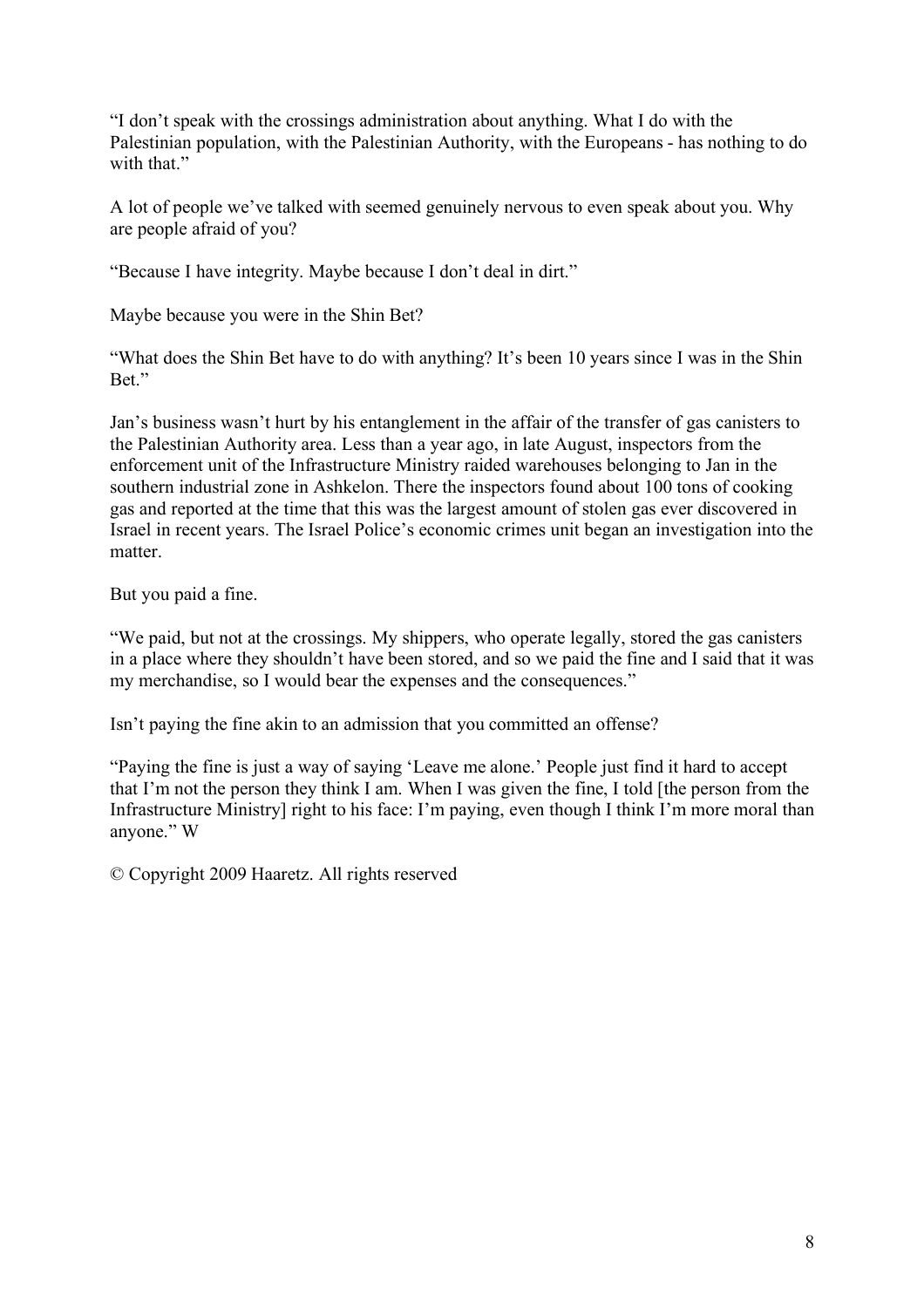"I don't speak with the crossings administration about anything. What I do with the Palestinian population, with the Palestinian Authority, with the Europeans - has nothing to do with that."

A lot of people we've talked with seemed genuinely nervous to even speak about you. Why are people afraid of you?

"Because I have integrity. Maybe because I don't deal in dirt."

Maybe because you were in the Shin Bet?

"What does the Shin Bet have to do with anything? It's been 10 years since I was in the Shin Bet."

Jan's business wasn't hurt by his entanglement in the affair of the transfer of gas canisters to the Palestinian Authority area. Less than a year ago, in late August, inspectors from the enforcement unit of the Infrastructure Ministry raided warehouses belonging to Jan in the southern industrial zone in Ashkelon. There the inspectors found about 100 tons of cooking gas and reported at the time that this was the largest amount of stolen gas ever discovered in Israel in recent years. The Israel Police's economic crimes unit began an investigation into the matter.

But you paid a fine.

"We paid, but not at the crossings. My shippers, who operate legally, stored the gas canisters in a place where they shouldn't have been stored, and so we paid the fine and I said that it was my merchandise, so I would bear the expenses and the consequences."

Isn't paying the fine akin to an admission that you committed an offense?

"Paying the fine is just a way of saying 'Leave me alone.' People just find it hard to accept that I'm not the person they think I am. When I was given the fine, I told [the person from the Infrastructure Ministry] right to his face: I'm paying, even though I think I'm more moral than anyone." W

© Copyright 2009 Haaretz. All rights reserved